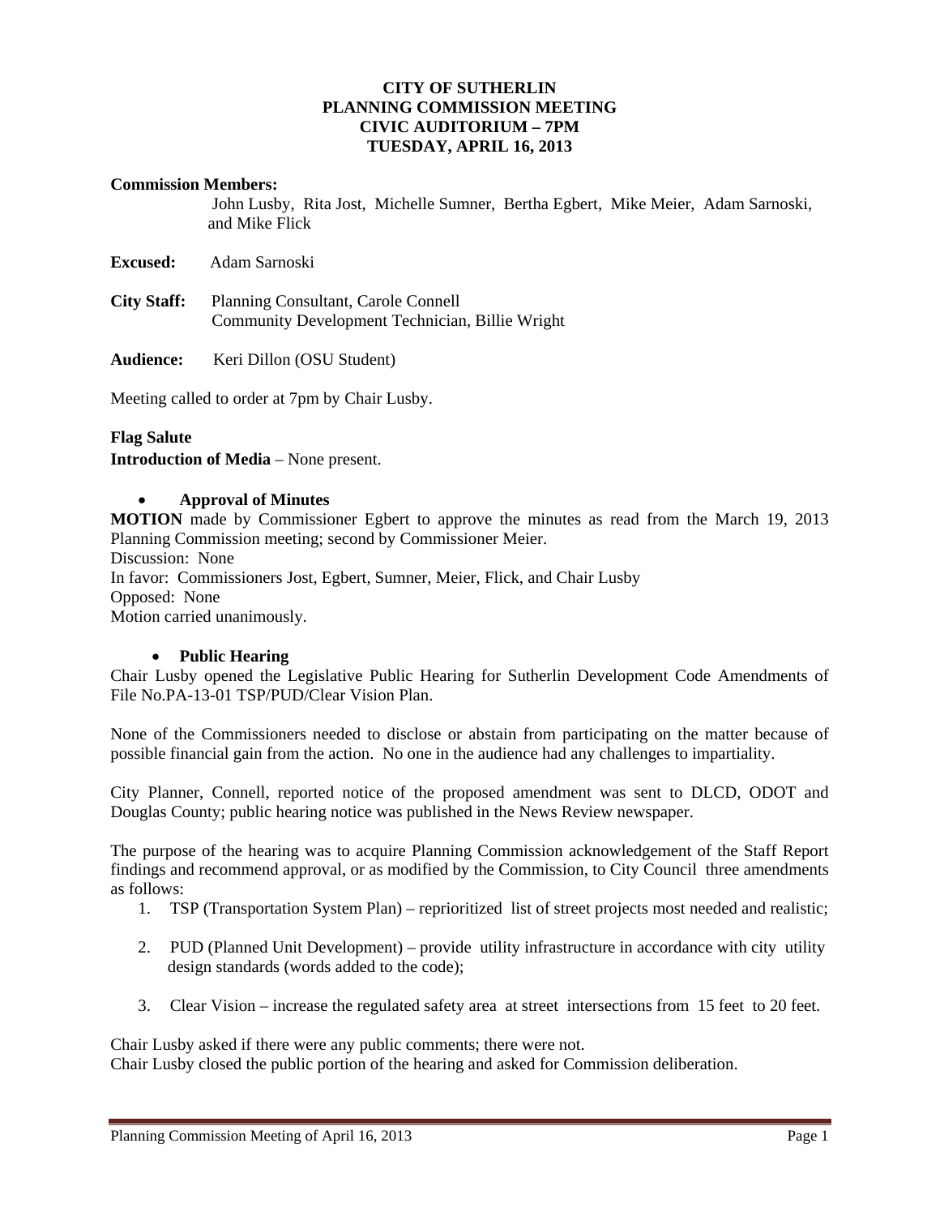**CITY OF SUTHERLIN**
**PLANNING COMMISSION MEETING**
**CIVIC AUDITORIUM – 7PM**
**TUESDAY, APRIL 16, 2013**

**Commission Members:**
John Lusby, Rita Jost, Michelle Sumner, Bertha Egbert, Mike Meier, Adam Sarnoski, and Mike Flick

**Excused:** Adam Sarnoski

**City Staff:** Planning Consultant, Carole Connell
Community Development Technician, Billie Wright

**Audience:** Keri Dillon (OSU Student)

Meeting called to order at 7pm by Chair Lusby.

**Flag Salute**
**Introduction of Media** – None present.

- **Approval of Minutes**

**MOTION** made by Commissioner Egbert to approve the minutes as read from the March 19, 2013 Planning Commission meeting; second by Commissioner Meier.
Discussion: None
In favor: Commissioners Jost, Egbert, Sumner, Meier, Flick, and Chair Lusby
Opposed: None
Motion carried unanimously.

- **Public Hearing**

Chair Lusby opened the Legislative Public Hearing for Sutherlin Development Code Amendments of File No.PA-13-01 TSP/PUD/Clear Vision Plan.

None of the Commissioners needed to disclose or abstain from participating on the matter because of possible financial gain from the action. No one in the audience had any challenges to impartiality.

City Planner, Connell, reported notice of the proposed amendment was sent to DLCD, ODOT and Douglas County; public hearing notice was published in the News Review newspaper.

The purpose of the hearing was to acquire Planning Commission acknowledgement of the Staff Report findings and recommend approval, or as modified by the Commission, to City Council three amendments as follows:

1. TSP (Transportation System Plan) – reprioritized list of street projects most needed and realistic;
2. PUD (Planned Unit Development) – provide utility infrastructure in accordance with city utility design standards (words added to the code);
3. Clear Vision – increase the regulated safety area at street intersections from 15 feet to 20 feet.

Chair Lusby asked if there were any public comments; there were not.
Chair Lusby closed the public portion of the hearing and asked for Commission deliberation.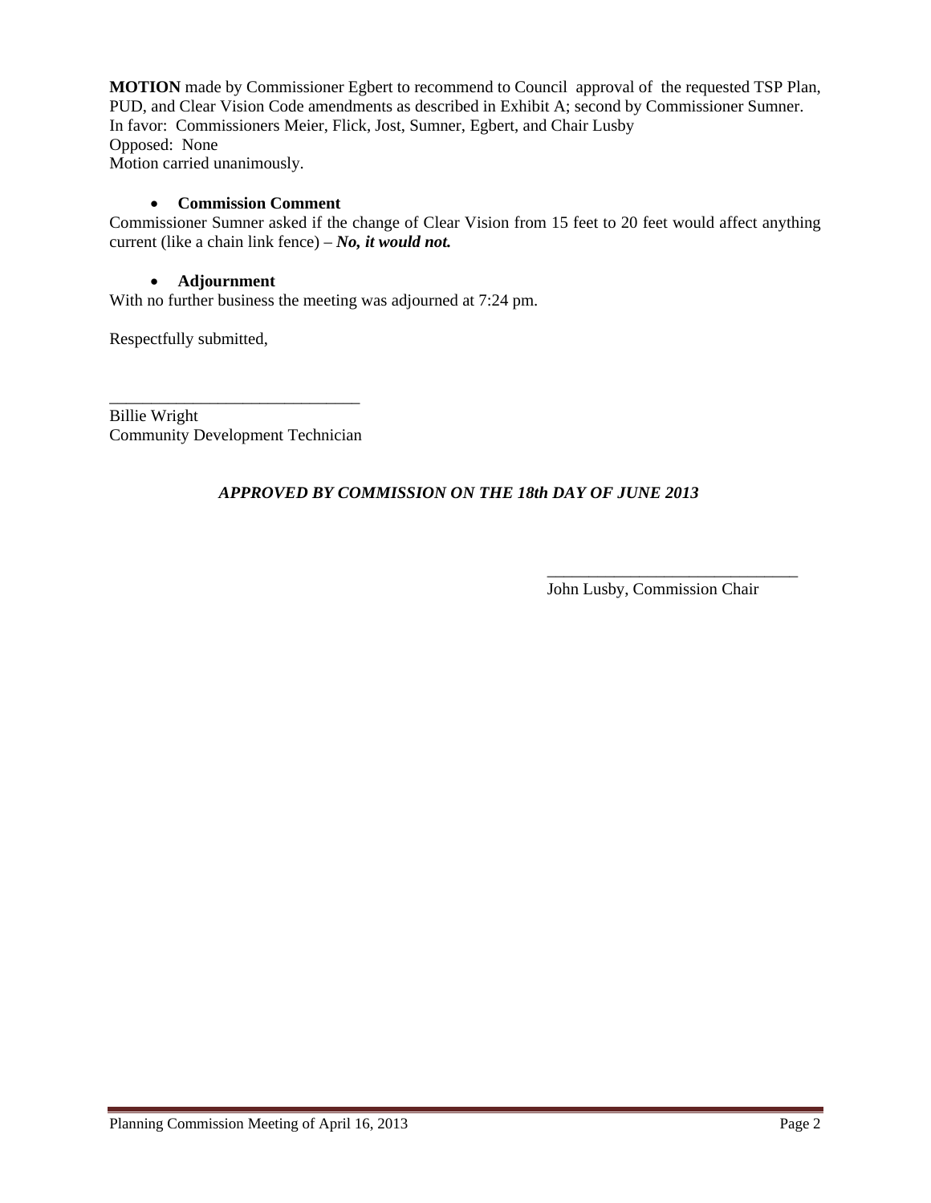**MOTION** made by Commissioner Egbert to recommend to Council approval of the requested TSP Plan, PUD, and Clear Vision Code amendments as described in Exhibit A; second by Commissioner Sumner.
In favor: Commissioners Meier, Flick, Jost, Sumner, Egbert, and Chair Lusby
Opposed: None
Motion carried unanimously.

- **Commission Comment**

Commissioner Sumner asked if the change of Clear Vision from 15 feet to 20 feet would affect anything current (like a chain link fence) – ***No, it would not.***

- **Adjournment**

With no further business the meeting was adjourned at 7:24 pm.

Respectfully submitted,

______________________________
Billie Wright
Community Development Technician

***APPROVED BY COMMISSION ON THE 18th DAY OF JUNE 2013***

______________________________
John Lusby, Commission Chair